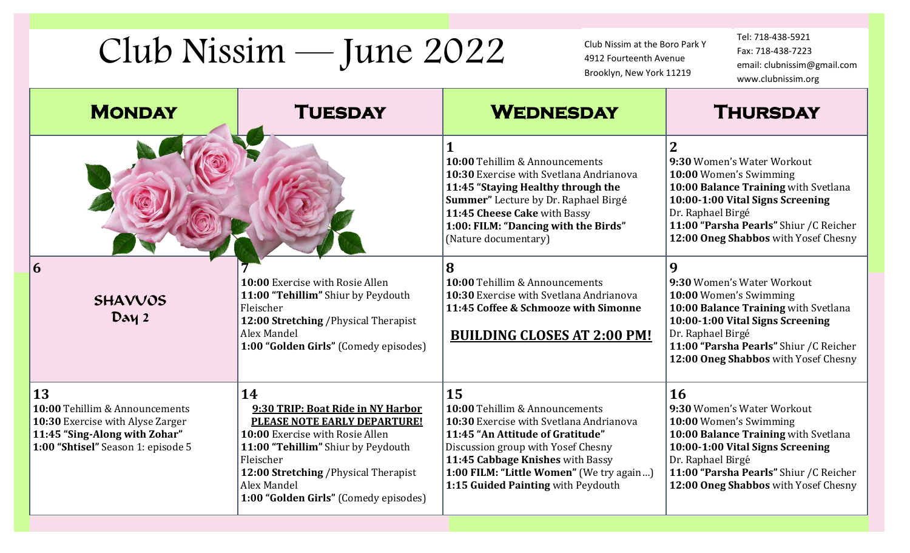# Club Nissim — June 2022

Club Nissim at the Boro Park Y
4912 Fourteenth Avenue
Brooklyn, New York 11219

Tel: 718-438-5921
Fax: 718-438-7223
email: clubnissim@gmail.com
www.clubnissim.org

| **Monday** | **Tuesday** | **Wednesday** | **Thursday** |
|---|---|---|---|
| | | **1**<br>**10:00** Tehillim & Announcements<br>**10:30** Exercise with Svetlana Andrianova<br>**11:45 "Staying Healthy through the Summer"** Lecture by Dr. Raphael Birgé<br>**11:45 Cheese Cake** with Bassy<br>**1:00: FILM: "Dancing with the Birds"** (Nature documentary) | **2**<br>**9:30** Women's Water Workout<br>**10:00** Women's Swimming<br>**10:00 Balance Training** with Svetlana<br>**10:00-1:00 Vital Signs Screening** Dr. Raphael Birgé<br>**11:00 "Parsha Pearls"** Shiur /C Reicher<br>**12:00 Oneg Shabbos** with Yosef Chesny |
| **6**<br>**SHAVUOS Day 2** | **7**<br>**10:00** Exercise with Rosie Allen<br>**11:00 "Tehillim"** Shiur by Peydouth Fleischer<br>**12:00 Stretching** /Physical Therapist Alex Mandel<br>**1:00 "Golden Girls"** (Comedy episodes) | **8**<br>**10:00** Tehillim & Announcements<br>**10:30** Exercise with Svetlana Andrianova<br>**11:45 Coffee & Schmooze with Simonne**<br>**BUILDING CLOSES AT 2:00 PM!** | **9**<br>**9:30** Women's Water Workout<br>**10:00** Women's Swimming<br>**10:00 Balance Training** with Svetlana<br>**10:00-1:00 Vital Signs Screening** Dr. Raphael Birgé<br>**11:00 "Parsha Pearls"** Shiur /C Reicher<br>**12:00 Oneg Shabbos** with Yosef Chesny |
| **13**<br>**10:00** Tehillim & Announcements<br>**10:30** Exercise with Alyse Zarger<br>**11:45 "Sing-Along with Zohar"**<br>**1:00 "Shtisel"** Season 1: episode 5 | **14**<br>**9:30 TRIP: Boat Ride in NY Harbor PLEASE NOTE EARLY DEPARTURE!**<br>**10:00** Exercise with Rosie Allen<br>**11:00 "Tehillim"** Shiur by Peydouth Fleischer<br>**12:00 Stretching** /Physical Therapist Alex Mandel<br>**1:00 "Golden Girls"** (Comedy episodes) | **15**<br>**10:00** Tehillim & Announcements<br>**10:30** Exercise with Svetlana Andrianova<br>**11:45 "An Attitude of Gratitude"** Discussion group with Yosef Chesny<br>**11:45 Cabbage Knishes** with Bassy<br>**1:00 FILM: "Little Women"** (We try again…)<br>**1:15 Guided Painting** with Peydouth | **16**<br>**9:30** Women's Water Workout<br>**10:00** Women's Swimming<br>**10:00 Balance Training** with Svetlana<br>**10:00-1:00 Vital Signs Screening** Dr. Raphael Birgé<br>**11:00 "Parsha Pearls"** Shiur /C Reicher<br>**12:00 Oneg Shabbos** with Yosef Chesny |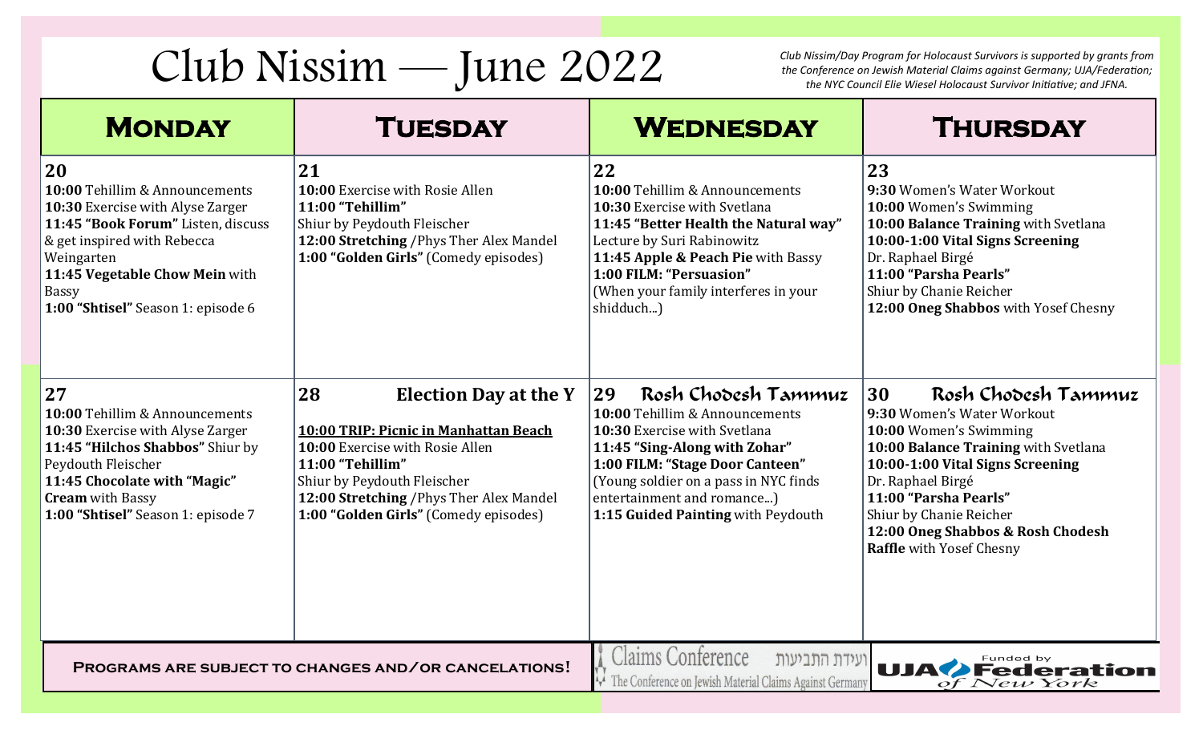# Club Nissim — June 2022

*Club Nissim/Day Program for Holocaust Survivors is supported by grants from the Conference on Jewish Material Claims against Germany; UJA/Federation; the NYC Council Elie Wiesel Holocaust Survivor Initiative; and JFNA.*

| Monday | Tuesday | Wednesday | Thursday |
|---|---|---|---|
| **20**<br>**10:00** Tehillim & Announcements<br>**10:30** Exercise with Alyse Zarger<br>**11:45 "Book Forum"** Listen, discuss & get inspired with Rebecca Weingarten<br>**11:45 Vegetable Chow Mein** with Bassy<br>**1:00 "Shtisel"** Season 1: episode 6 | **21**<br>**10:00** Exercise with Rosie Allen<br>**11:00 "Tehillim"**<br>Shiur by Peydouth Fleischer<br>**12:00 Stretching** /Phys Ther Alex Mandel<br>**1:00 "Golden Girls"** (Comedy episodes) | **22**<br>**10:00** Tehillim & Announcements<br>**10:30** Exercise with Svetlana<br>**11:45 "Better Health the Natural way"** Lecture by Suri Rabinowitz<br>**11:45 Apple & Peach Pie** with Bassy<br>**1:00 FILM: "Persuasion"**<br>(When your family interferes in your shidduch...) | **23**<br>**9:30** Women's Water Workout<br>**10:00** Women's Swimming<br>**10:00 Balance Training** with Svetlana<br>**10:00-1:00 Vital Signs Screening**<br>Dr. Raphael Birgé<br>**11:00 "Parsha Pearls"**<br>Shiur by Chanie Reicher<br>**12:00 Oneg Shabbos** with Yosef Chesny |
| **27**<br>**10:00** Tehillim & Announcements<br>**10:30** Exercise with Alyse Zarger<br>**11:45 "Hilchos Shabbos"** Shiur by Peydouth Fleischer<br>**11:45 Chocolate with "Magic" Cream** with Bassy<br>**1:00 "Shtisel"** Season 1: episode 7 | **28** **Election Day at the Y**<br>**10:00 TRIP: Picnic in Manhattan Beach**<br>**10:00** Exercise with Rosie Allen<br>**11:00 "Tehillim"**<br>Shiur by Peydouth Fleischer<br>**12:00 Stretching** /Phys Ther Alex Mandel<br>**1:00 "Golden Girls"** (Comedy episodes) | **29** **Rosh Chodesh Tammuz**<br>**10:00** Tehillim & Announcements<br>**10:30** Exercise with Svetlana<br>**11:45 "Sing-Along with Zohar"**<br>**1:00 FILM: "Stage Door Canteen"**<br>(Young soldier on a pass in NYC finds entertainment and romance...)<br>**1:15 Guided Painting** with Peydouth | **30** **Rosh Chodesh Tammuz**<br>**9:30** Women's Water Workout<br>**10:00** Women's Swimming<br>**10:00 Balance Training** with Svetlana<br>**10:00-1:00 Vital Signs Screening**<br>Dr. Raphael Birgé<br>**11:00 "Parsha Pearls"**<br>Shiur by Chanie Reicher<br>**12:00 Oneg Shabbos & Rosh Chodesh Raffle** with Yosef Chesny |

**Programs are subject to changes and/or cancelations!**

Claims Conference ועידת התביעות
The Conference on Jewish Material Claims Against Germany

Funded by UJA Federation of New York